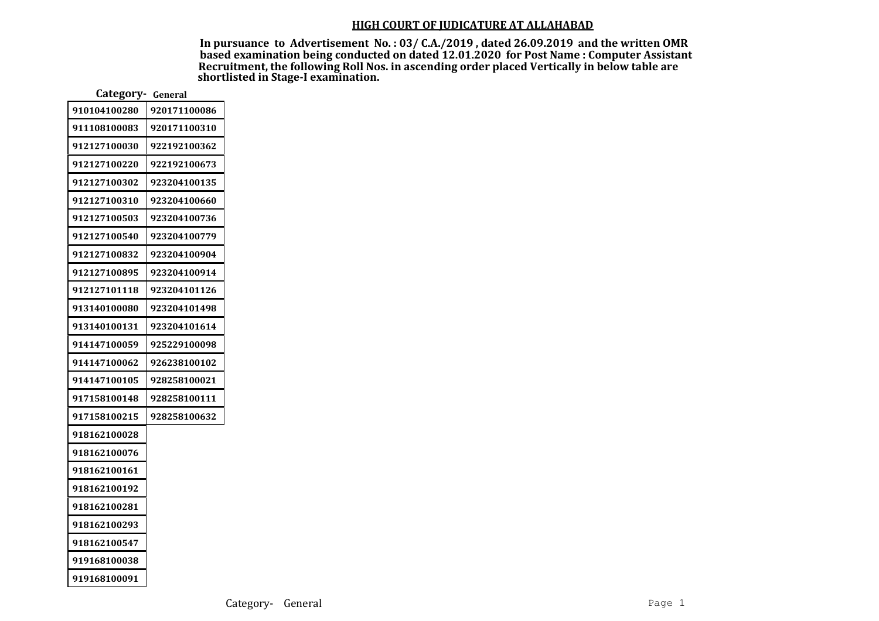# HIGH COURT OF JUDICATURE AT ALLAHABAD

**In pursuance to Advertisement No. : 03/ C.A./2019 , dated 26.09.2019 and the written OMR based examination being conducted on dated 12.01.2020 for Post Name : Computer Assistant Recruitment, the following Roll Nos. in ascending order placed Vertically in below table are shortlisted in Stage-I examination.**

**Category- General**

| | |
|---|---|
| 910104100280 | 920171100086 |
| 911108100083 | 920171100310 |
| 912127100030 | 922192100362 |
| 912127100220 | 922192100673 |
| 912127100302 | 923204100135 |
| 912127100310 | 923204100660 |
| 912127100503 | 923204100736 |
| 912127100540 | 923204100779 |
| 912127100832 | 923204100904 |
| 912127100895 | 923204100914 |
| 912127101118 | 923204101126 |
| 913140100080 | 923204101498 |
| 913140100131 | 923204101614 |
| 914147100059 | 925229100098 |
| 914147100062 | 926238100102 |
| 914147100105 | 928258100021 |
| 917158100148 | 928258100111 |
| 917158100215 | 928258100632 |
| 918162100028 | |
| 918162100076 | |
| 918162100161 | |
| 918162100192 | |
| 918162100281 | |
| 918162100293 | |
| 918162100547 | |
| 919168100038 | |
| 919168100091 | |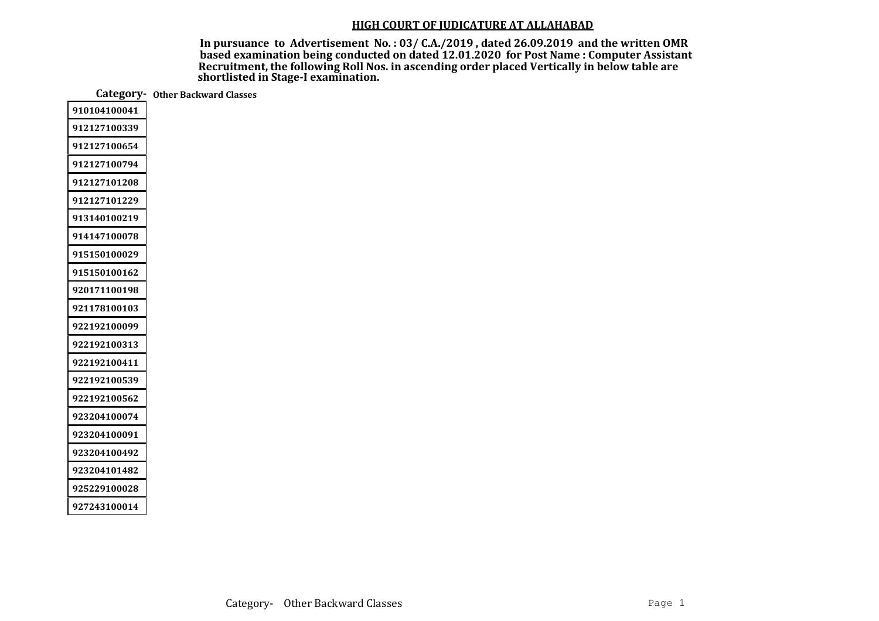## HIGH COURT OF JUDICATURE AT ALLAHABAD

**In pursuance to Advertisement No. : 03/ C.A./2019 , dated 26.09.2019 and the written OMR based examination being conducted on dated 12.01.2020 for Post Name : Computer Assistant Recruitment, the following Roll Nos. in ascending order placed Vertically in below table are shortlisted in Stage-I examination.**

**Category- Other Backward Classes**

| |
|---|
| 910104100041 |
| 912127100339 |
| 912127100654 |
| 912127100794 |
| 912127101208 |
| 912127101229 |
| 913140100219 |
| 914147100078 |
| 915150100029 |
| 915150100162 |
| 920171100198 |
| 921178100103 |
| 922192100099 |
| 922192100313 |
| 922192100411 |
| 922192100539 |
| 922192100562 |
| 923204100074 |
| 923204100091 |
| 923204100492 |
| 923204101482 |
| 925229100028 |
| 927243100014 |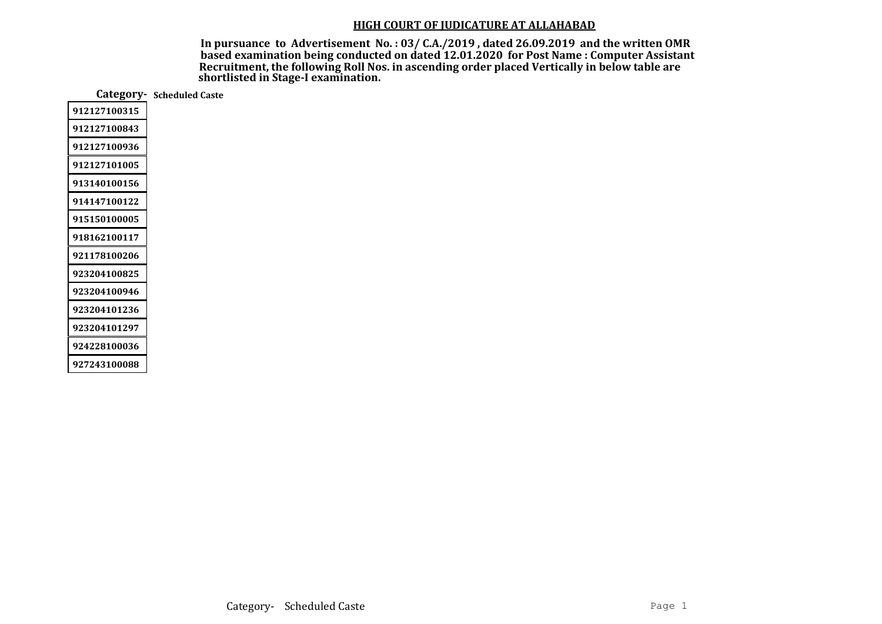**HIGH COURT OF JUDICATURE AT ALLAHABAD**

**In pursuance to Advertisement No. : 03/ C.A./2019 , dated 26.09.2019 and the written OMR based examination being conducted on dated 12.01.2020 for Post Name : Computer Assistant Recruitment, the following Roll Nos. in ascending order placed Vertically in below table are shortlisted in Stage-I examination.**

**Category- Scheduled Caste**

| Roll No. |
|---|
| 912127100315 |
| 912127100843 |
| 912127100936 |
| 912127101005 |
| 913140100156 |
| 914147100122 |
| 915150100005 |
| 918162100117 |
| 921178100206 |
| 923204100825 |
| 923204100946 |
| 923204101236 |
| 923204101297 |
| 924228100036 |
| 927243100088 |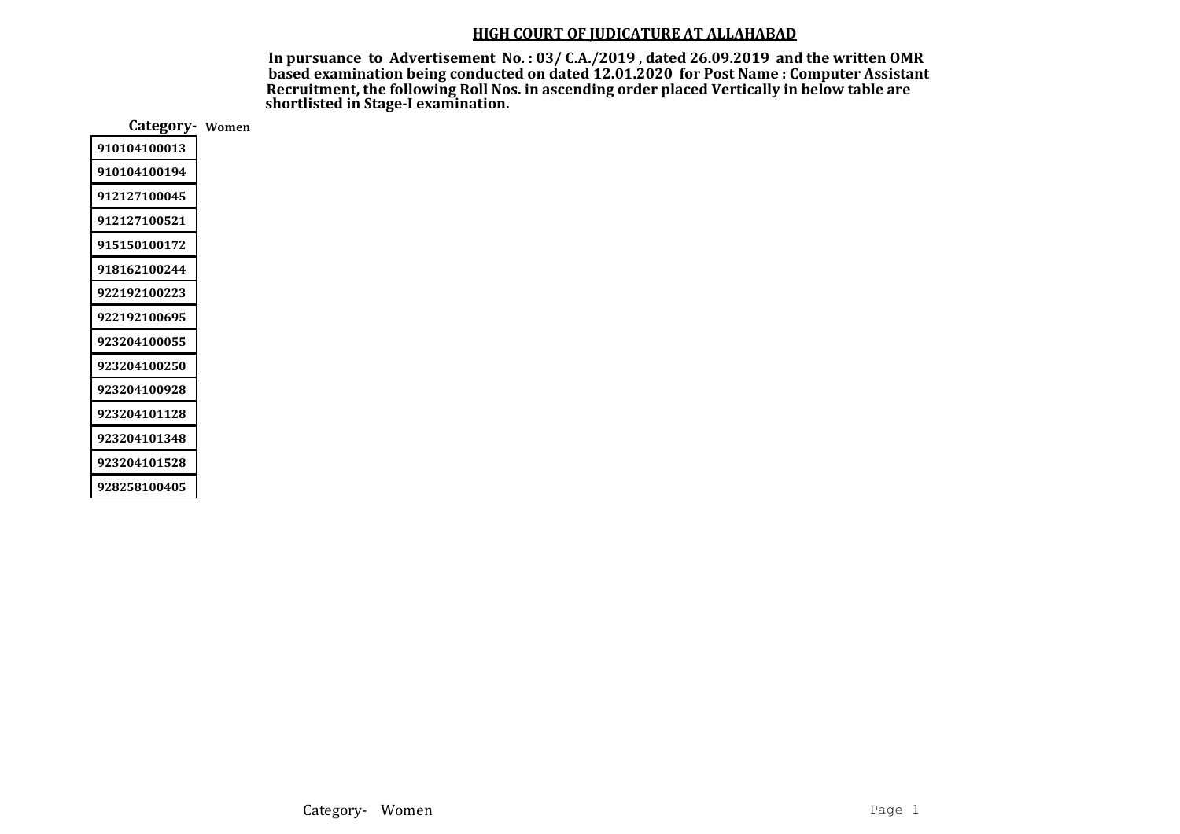**HIGH COURT OF JUDICATURE AT ALLAHABAD**

**In pursuance to Advertisement No. : 03/ C.A./2019 , dated 26.09.2019 and the written OMR based examination being conducted on dated 12.01.2020 for Post Name : Computer Assistant Recruitment, the following Roll Nos. in ascending order placed Vertically in below table are shortlisted in Stage-I examination.**

**Category- Women**

| |
|---|
| 910104100013 |
| 910104100194 |
| 912127100045 |
| 912127100521 |
| 915150100172 |
| 918162100244 |
| 922192100223 |
| 922192100695 |
| 923204100055 |
| 923204100250 |
| 923204100928 |
| 923204101128 |
| 923204101348 |
| 923204101528 |
| 928258100405 |